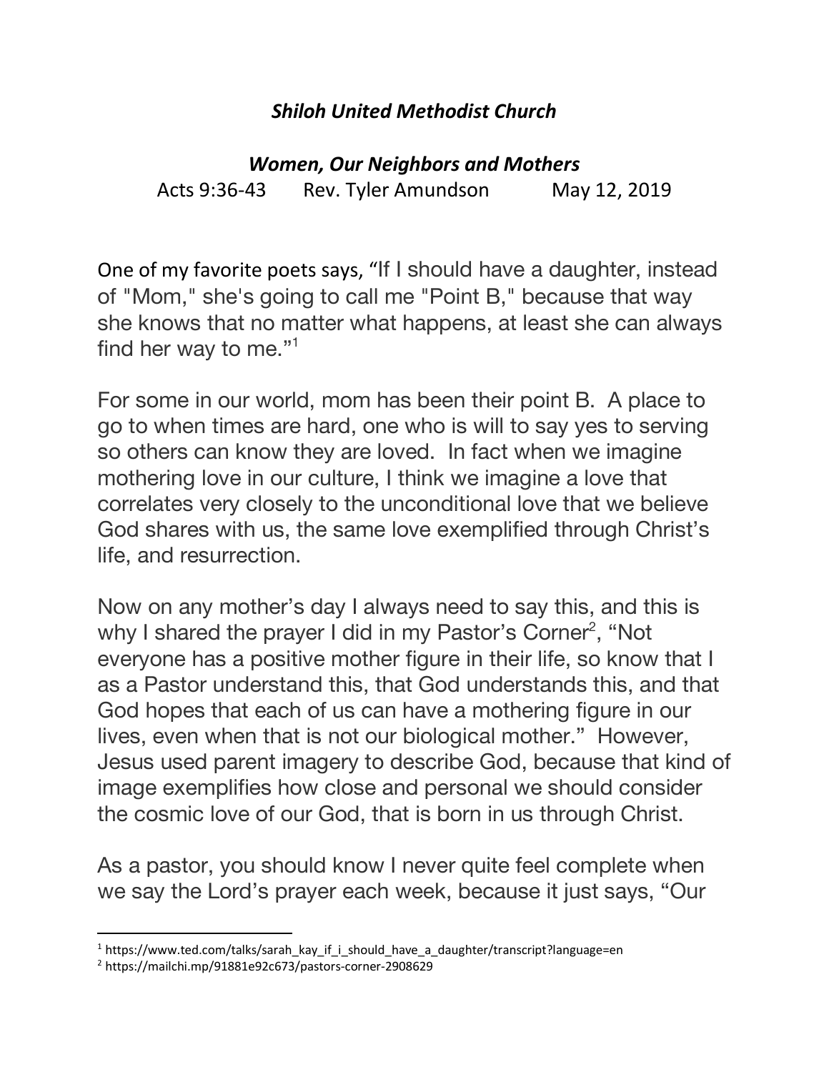# *Shiloh United Methodist Church*

## *Women, Our Neighbors and Mothers*

Acts 9:36-43 Rev. Tyler Amundson May 12, 2019

One of my favorite poets says, “If I should have a daughter, instead of "Mom," she's going to call me "Point B," because that way she knows that no matter what happens, at least she can always find her way to me.”[1]

For some in our world, mom has been their point B. A place to go to when times are hard, one who is will to say yes to serving so others can know they are loved. In fact when we imagine mothering love in our culture, I think we imagine a love that correlates very closely to the unconditional love that we believe God shares with us, the same love exemplified through Christ’s life, and resurrection.

Now on any mother’s day I always need to say this, and this is why I shared the prayer I did in my Pastor’s Corner[2], “Not everyone has a positive mother figure in their life, so know that I as a Pastor understand this, that God understands this, and that God hopes that each of us can have a mothering figure in our lives, even when that is not our biological mother.” However, Jesus used parent imagery to describe God, because that kind of image exemplifies how close and personal we should consider the cosmic love of our God, that is born in us through Christ.

As a pastor, you should know I never quite feel complete when we say the Lord’s prayer each week, because it just says, “Our

---

[1] https://www.ted.com/talks/sarah_kay_if_i_should_have_a_daughter/transcript?language=en

[2] https://mailchi.mp/91881e92c673/pastors-corner-2908629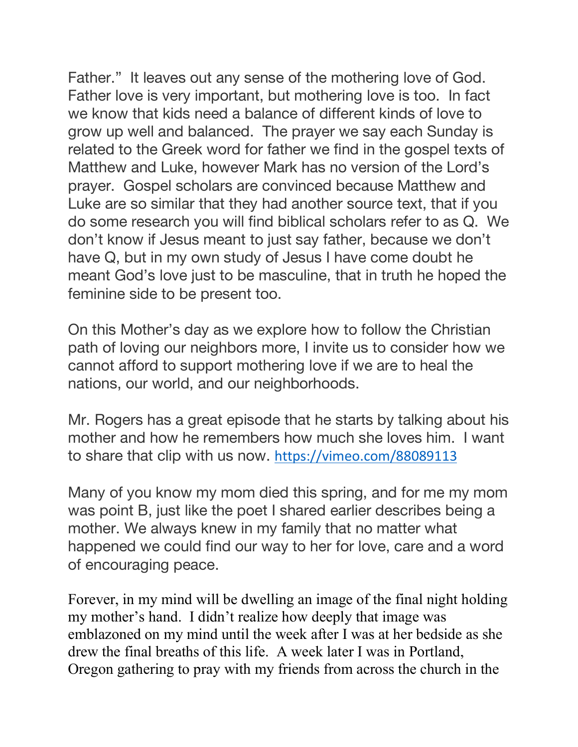Father." It leaves out any sense of the mothering love of God. Father love is very important, but mothering love is too. In fact we know that kids need a balance of different kinds of love to grow up well and balanced. The prayer we say each Sunday is related to the Greek word for father we find in the gospel texts of Matthew and Luke, however Mark has no version of the Lord's prayer. Gospel scholars are convinced because Matthew and Luke are so similar that they had another source text, that if you do some research you will find biblical scholars refer to as Q. We don't know if Jesus meant to just say father, because we don't have Q, but in my own study of Jesus I have come doubt he meant God's love just to be masculine, that in truth he hoped the feminine side to be present too.

On this Mother's day as we explore how to follow the Christian path of loving our neighbors more, I invite us to consider how we cannot afford to support mothering love if we are to heal the nations, our world, and our neighborhoods.

Mr. Rogers has a great episode that he starts by talking about his mother and how he remembers how much she loves him. I want to share that clip with us now. https://vimeo.com/88089113

Many of you know my mom died this spring, and for me my mom was point B, just like the poet I shared earlier describes being a mother. We always knew in my family that no matter what happened we could find our way to her for love, care and a word of encouraging peace.

Forever, in my mind will be dwelling an image of the final night holding my mother's hand. I didn't realize how deeply that image was emblazoned on my mind until the week after I was at her bedside as she drew the final breaths of this life. A week later I was in Portland, Oregon gathering to pray with my friends from across the church in the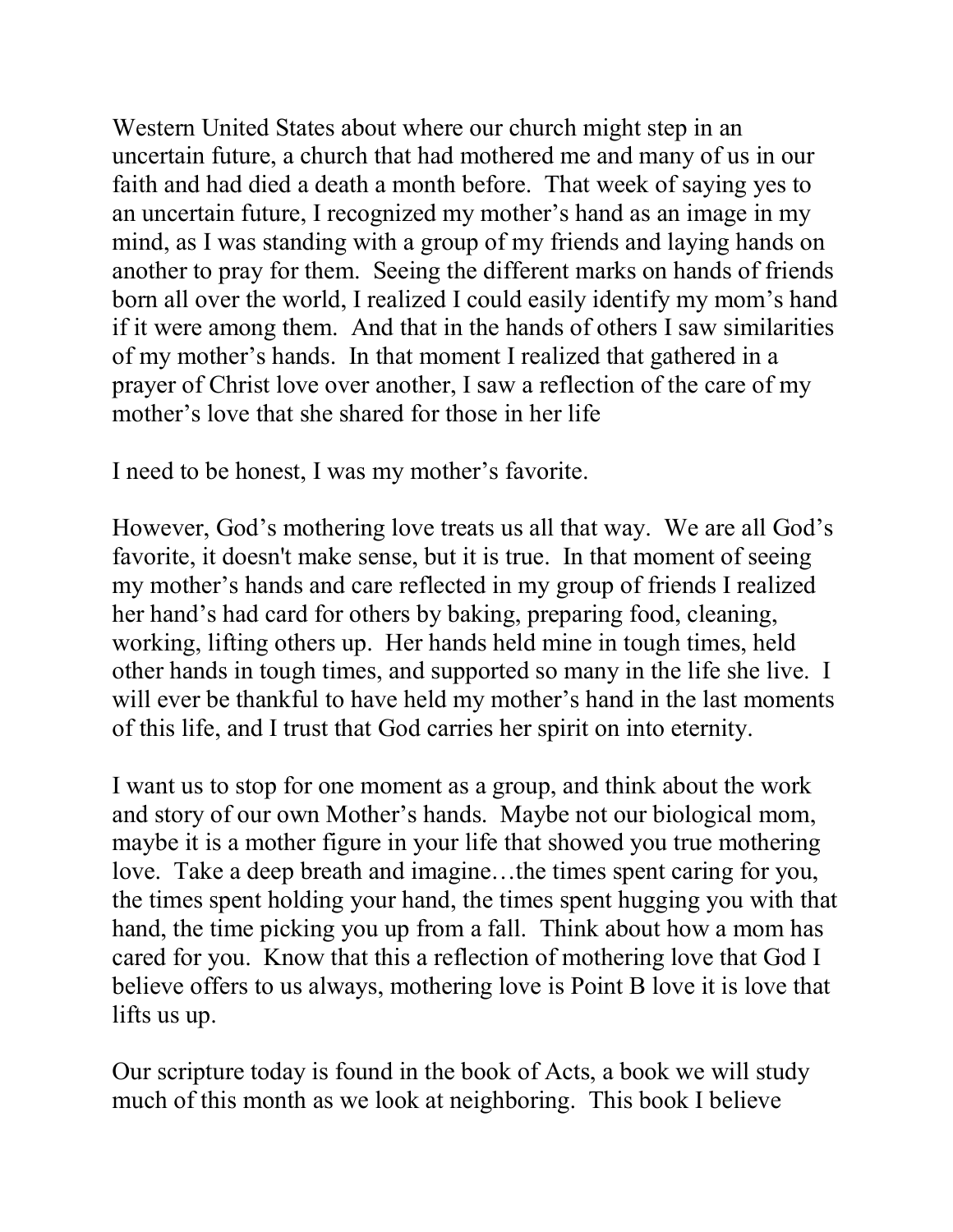Western United States about where our church might step in an uncertain future, a church that had mothered me and many of us in our faith and had died a death a month before. That week of saying yes to an uncertain future, I recognized my mother's hand as an image in my mind, as I was standing with a group of my friends and laying hands on another to pray for them. Seeing the different marks on hands of friends born all over the world, I realized I could easily identify my mom's hand if it were among them. And that in the hands of others I saw similarities of my mother's hands. In that moment I realized that gathered in a prayer of Christ love over another, I saw a reflection of the care of my mother's love that she shared for those in her life

I need to be honest, I was my mother's favorite.

However, God's mothering love treats us all that way. We are all God's favorite, it doesn't make sense, but it is true. In that moment of seeing my mother's hands and care reflected in my group of friends I realized her hand's had card for others by baking, preparing food, cleaning, working, lifting others up. Her hands held mine in tough times, held other hands in tough times, and supported so many in the life she live. I will ever be thankful to have held my mother's hand in the last moments of this life, and I trust that God carries her spirit on into eternity.

I want us to stop for one moment as a group, and think about the work and story of our own Mother's hands. Maybe not our biological mom, maybe it is a mother figure in your life that showed you true mothering love. Take a deep breath and imagine…the times spent caring for you, the times spent holding your hand, the times spent hugging you with that hand, the time picking you up from a fall. Think about how a mom has cared for you. Know that this a reflection of mothering love that God I believe offers to us always, mothering love is Point B love it is love that lifts us up.

Our scripture today is found in the book of Acts, a book we will study much of this month as we look at neighboring. This book I believe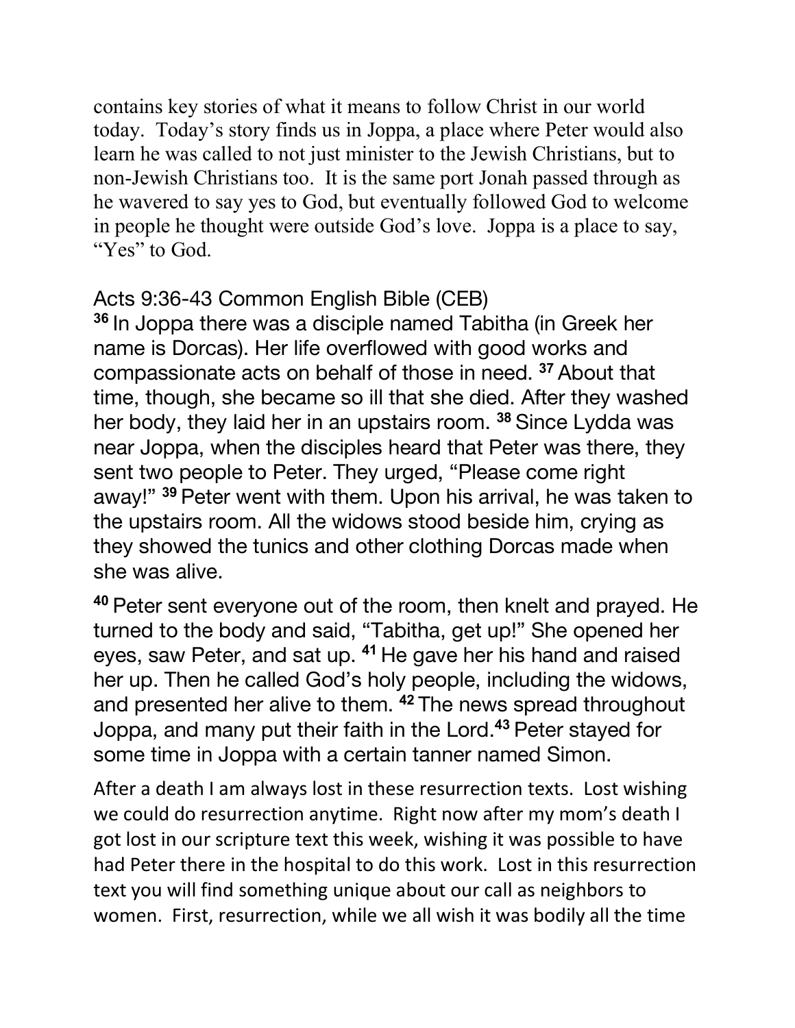contains key stories of what it means to follow Christ in our world today. Today's story finds us in Joppa, a place where Peter would also learn he was called to not just minister to the Jewish Christians, but to non-Jewish Christians too. It is the same port Jonah passed through as he wavered to say yes to God, but eventually followed God to welcome in people he thought were outside God's love. Joppa is a place to say, "Yes" to God.

Acts 9:36-43 Common English Bible (CEB)

**36** In Joppa there was a disciple named Tabitha (in Greek her name is Dorcas). Her life overflowed with good works and compassionate acts on behalf of those in need. **37** About that time, though, she became so ill that she died. After they washed her body, they laid her in an upstairs room. **38** Since Lydda was near Joppa, when the disciples heard that Peter was there, they sent two people to Peter. They urged, "Please come right away!" **39** Peter went with them. Upon his arrival, he was taken to the upstairs room. All the widows stood beside him, crying as they showed the tunics and other clothing Dorcas made when she was alive.

**40** Peter sent everyone out of the room, then knelt and prayed. He turned to the body and said, "Tabitha, get up!" She opened her eyes, saw Peter, and sat up. **41** He gave her his hand and raised her up. Then he called God's holy people, including the widows, and presented her alive to them. **42** The news spread throughout Joppa, and many put their faith in the Lord.**43** Peter stayed for some time in Joppa with a certain tanner named Simon.

After a death I am always lost in these resurrection texts. Lost wishing we could do resurrection anytime. Right now after my mom's death I got lost in our scripture text this week, wishing it was possible to have had Peter there in the hospital to do this work. Lost in this resurrection text you will find something unique about our call as neighbors to women. First, resurrection, while we all wish it was bodily all the time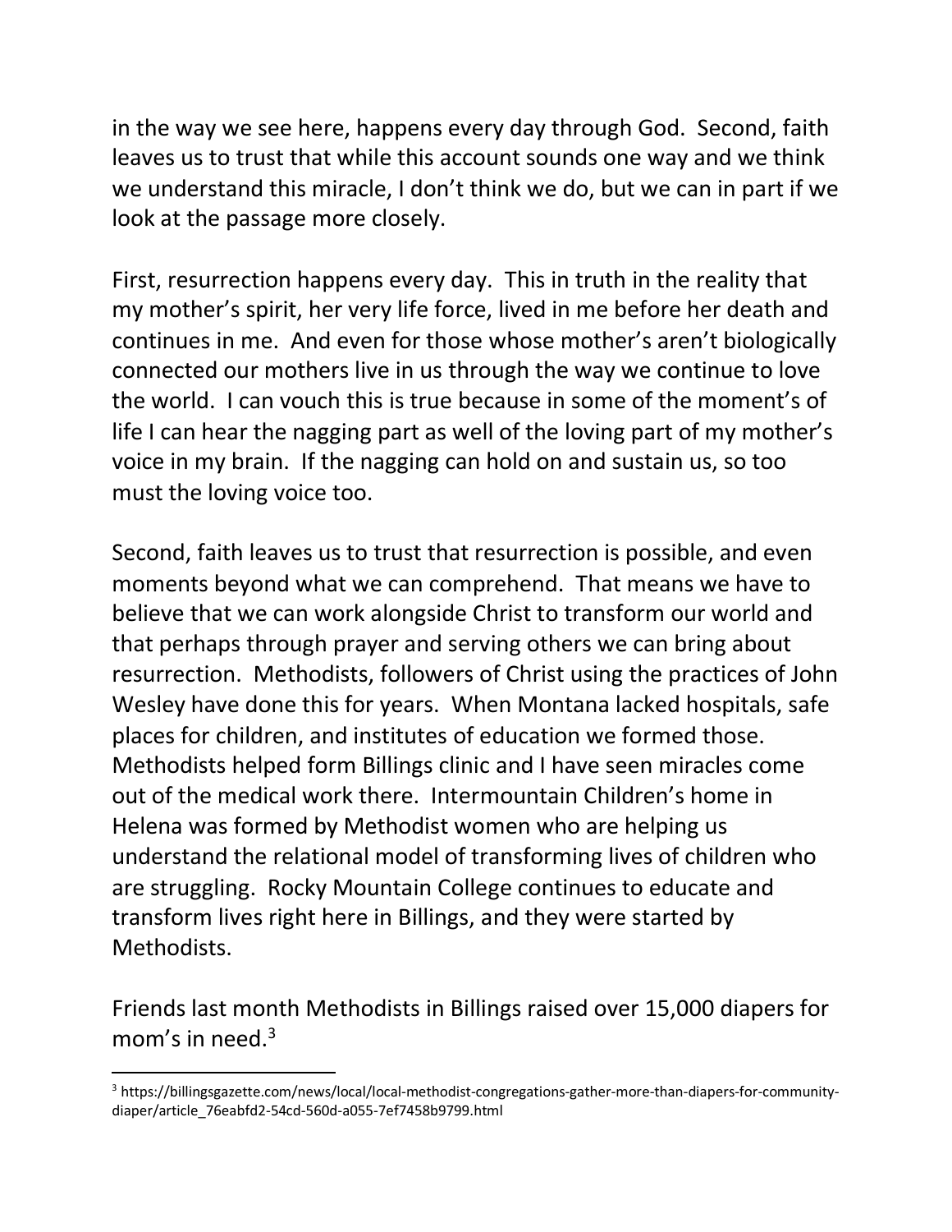in the way we see here, happens every day through God. Second, faith leaves us to trust that while this account sounds one way and we think we understand this miracle, I don't think we do, but we can in part if we look at the passage more closely.

First, resurrection happens every day. This in truth in the reality that my mother's spirit, her very life force, lived in me before her death and continues in me. And even for those whose mother's aren't biologically connected our mothers live in us through the way we continue to love the world. I can vouch this is true because in some of the moment's of life I can hear the nagging part as well of the loving part of my mother's voice in my brain. If the nagging can hold on and sustain us, so too must the loving voice too.

Second, faith leaves us to trust that resurrection is possible, and even moments beyond what we can comprehend. That means we have to believe that we can work alongside Christ to transform our world and that perhaps through prayer and serving others we can bring about resurrection. Methodists, followers of Christ using the practices of John Wesley have done this for years. When Montana lacked hospitals, safe places for children, and institutes of education we formed those. Methodists helped form Billings clinic and I have seen miracles come out of the medical work there. Intermountain Children's home in Helena was formed by Methodist women who are helping us understand the relational model of transforming lives of children who are struggling. Rocky Mountain College continues to educate and transform lives right here in Billings, and they were started by Methodists.

Friends last month Methodists in Billings raised over 15,000 diapers for mom's in need.[3]

---

[3] https://billingsgazette.com/news/local/local-methodist-congregations-gather-more-than-diapers-for-community-diaper/article_76eabfd2-54cd-560d-a055-7ef7458b9799.html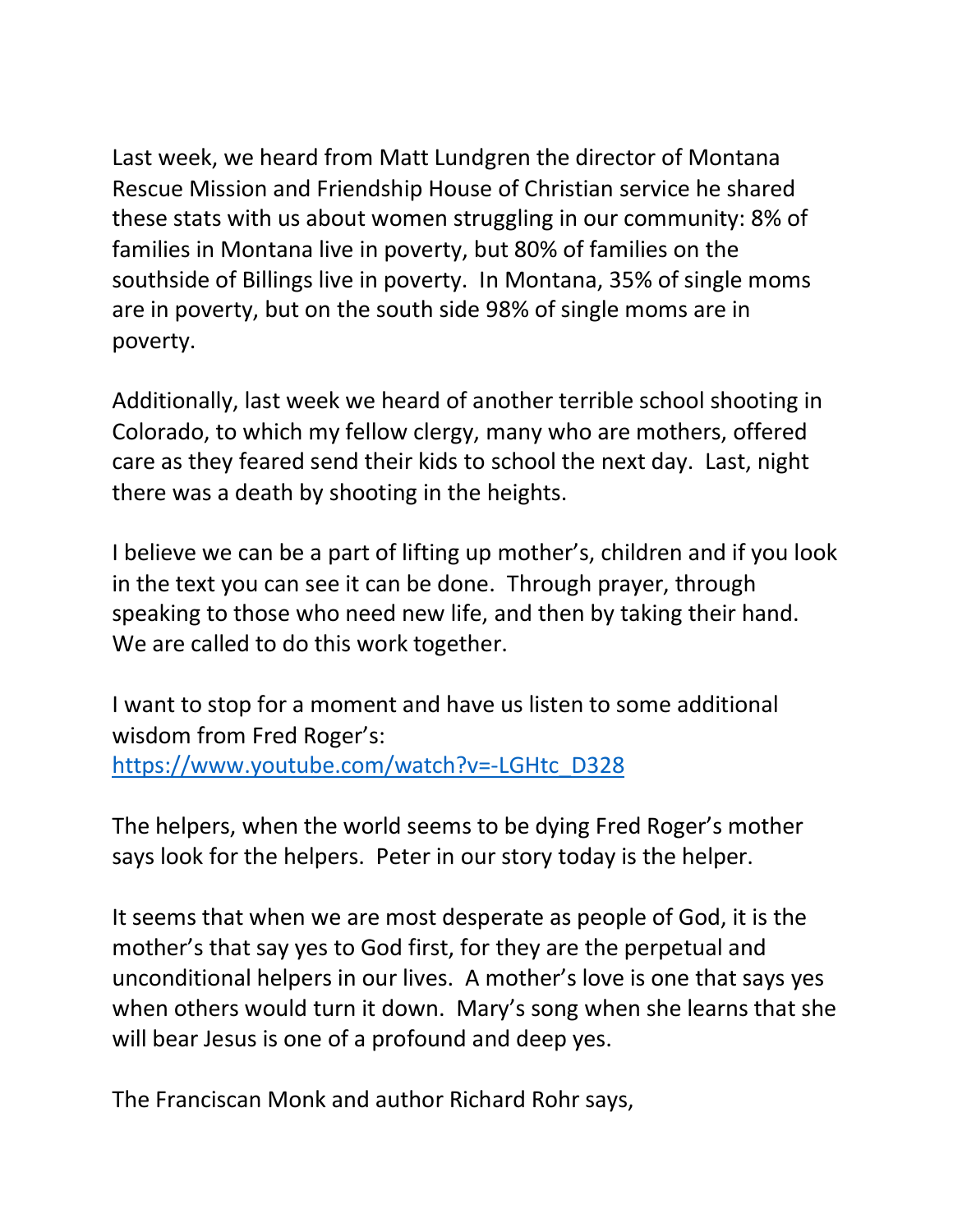Last week, we heard from Matt Lundgren the director of Montana Rescue Mission and Friendship House of Christian service he shared these stats with us about women struggling in our community: 8% of families in Montana live in poverty, but 80% of families on the southside of Billings live in poverty. In Montana, 35% of single moms are in poverty, but on the south side 98% of single moms are in poverty.

Additionally, last week we heard of another terrible school shooting in Colorado, to which my fellow clergy, many who are mothers, offered care as they feared send their kids to school the next day. Last, night there was a death by shooting in the heights.

I believe we can be a part of lifting up mother's, children and if you look in the text you can see it can be done. Through prayer, through speaking to those who need new life, and then by taking their hand. We are called to do this work together.

I want to stop for a moment and have us listen to some additional wisdom from Fred Roger's:
https://www.youtube.com/watch?v=-LGHtc_D328

The helpers, when the world seems to be dying Fred Roger's mother says look for the helpers. Peter in our story today is the helper.

It seems that when we are most desperate as people of God, it is the mother's that say yes to God first, for they are the perpetual and unconditional helpers in our lives. A mother's love is one that says yes when others would turn it down. Mary's song when she learns that she will bear Jesus is one of a profound and deep yes.

The Franciscan Monk and author Richard Rohr says,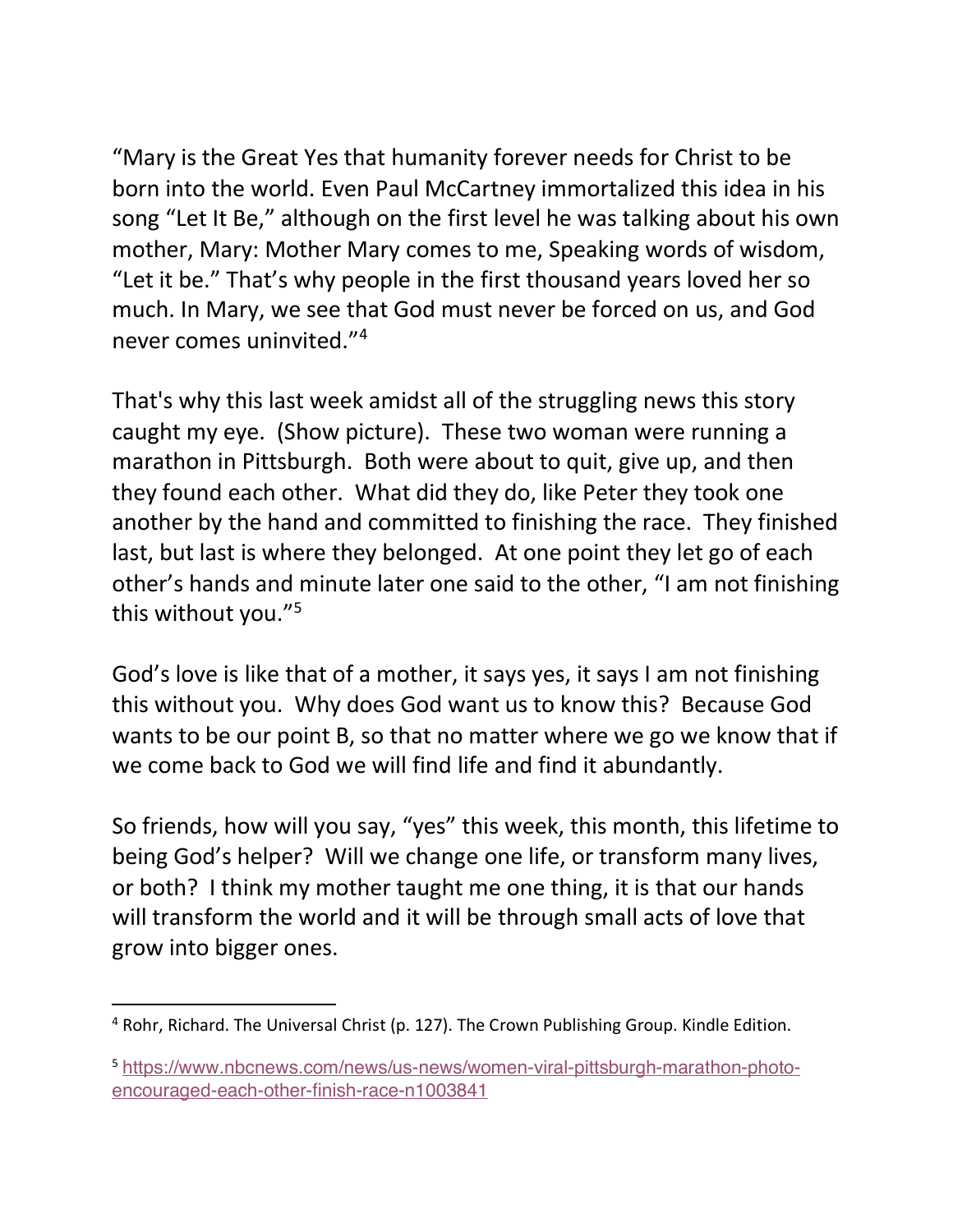"Mary is the Great Yes that humanity forever needs for Christ to be born into the world. Even Paul McCartney immortalized this idea in his song "Let It Be," although on the first level he was talking about his own mother, Mary: Mother Mary comes to me, Speaking words of wisdom, "Let it be." That's why people in the first thousand years loved her so much. In Mary, we see that God must never be forced on us, and God never comes uninvited."[4]

That's why this last week amidst all of the struggling news this story caught my eye. (Show picture). These two woman were running a marathon in Pittsburgh. Both were about to quit, give up, and then they found each other. What did they do, like Peter they took one another by the hand and committed to finishing the race. They finished last, but last is where they belonged. At one point they let go of each other's hands and minute later one said to the other, "I am not finishing this without you."[5]

God's love is like that of a mother, it says yes, it says I am not finishing this without you. Why does God want us to know this? Because God wants to be our point B, so that no matter where we go we know that if we come back to God we will find life and find it abundantly.

So friends, how will you say, "yes" this week, this month, this lifetime to being God's helper? Will we change one life, or transform many lives, or both? I think my mother taught me one thing, it is that our hands will transform the world and it will be through small acts of love that grow into bigger ones.

---

[4] Rohr, Richard. The Universal Christ (p. 127). The Crown Publishing Group. Kindle Edition.

[5] https://www.nbcnews.com/news/us-news/women-viral-pittsburgh-marathon-photo-encouraged-each-other-finish-race-n1003841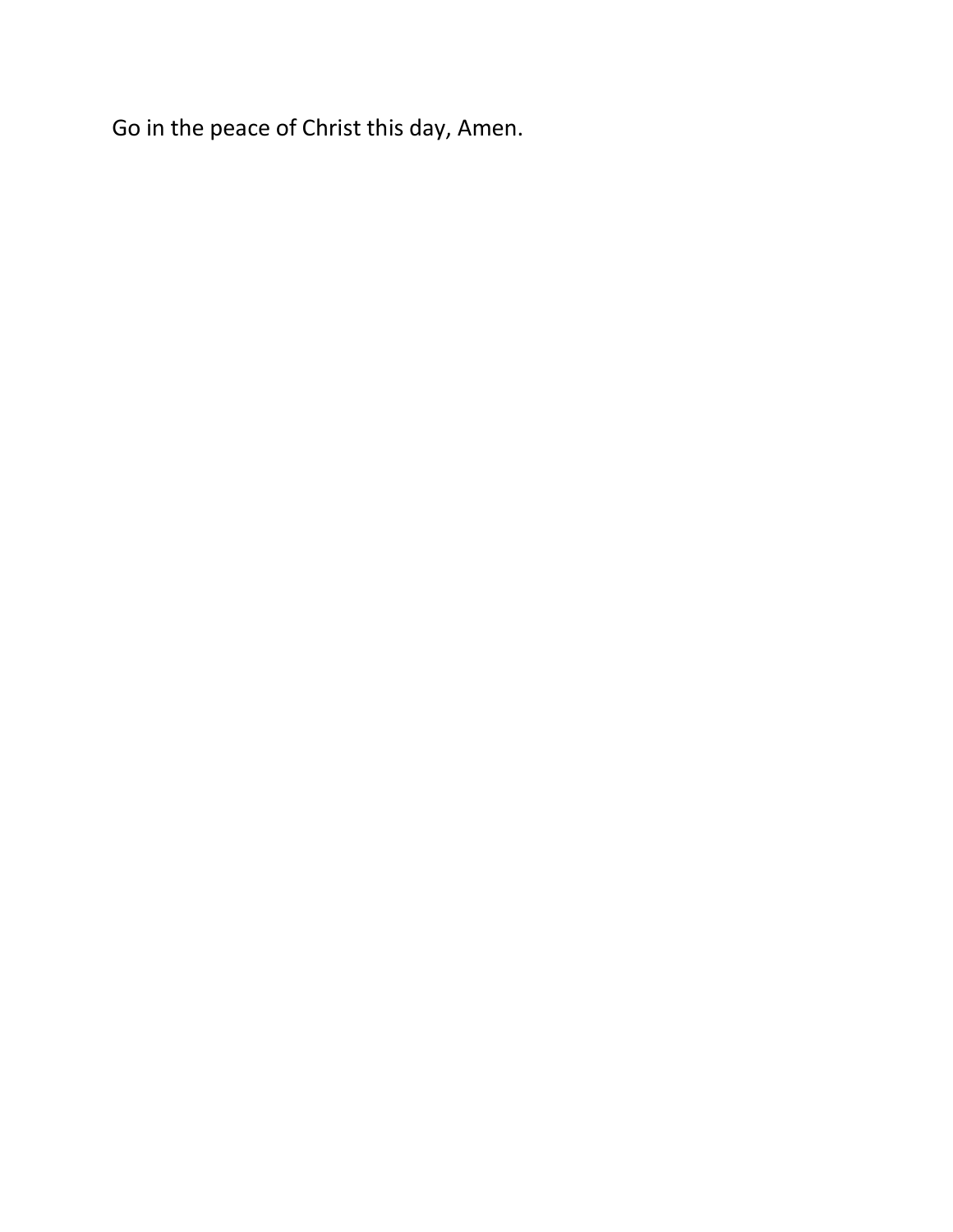Go in the peace of Christ this day, Amen.